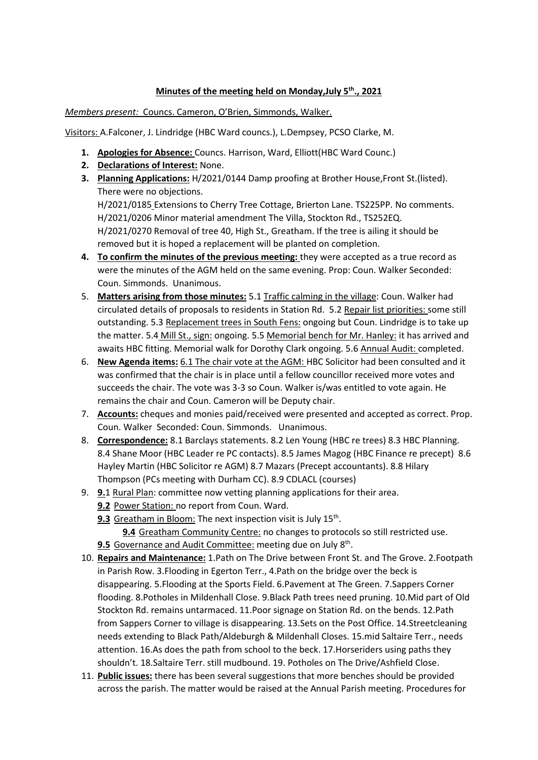**Minutes of the meeting held on Monday,July 5th., 2021**

*Members present:* Councs. Cameron, O'Brien, Simmonds, Walker.

Visitors: A.Falconer, J. Lindridge (HBC Ward councs.), L.Dempsey, PCSO Clarke, M.

1. **Apologies for Absence:** Councs. Harrison, Ward, Elliott(HBC Ward Counc.)
2. **Declarations of Interest:** None.
3. **Planning Applications:** H/2021/0144 Damp proofing at Brother House,Front St.(listed). There were no objections.
   H/2021/0185 Extensions to Cherry Tree Cottage, Brierton Lane. TS225PP. No comments.
   H/2021/0206 Minor material amendment The Villa, Stockton Rd., TS252EQ.
   H/2021/0270 Removal of tree 40, High St., Greatham. If the tree is ailing it should be removed but it is hoped a replacement will be planted on completion.
4. **To confirm the minutes of the previous meeting:** they were accepted as a true record as were the minutes of the AGM held on the same evening. Prop: Coun. Walker Seconded: Coun. Simmonds. Unanimous.
5. **Matters arising from those minutes:** 5.1 Traffic calming in the village: Coun. Walker had circulated details of proposals to residents in Station Rd. 5.2 Repair list priorities: some still outstanding. 5.3 Replacement trees in South Fens: ongoing but Coun. Lindridge is to take up the matter. 5.4 Mill St., sign: ongoing. 5.5 Memorial bench for Mr. Hanley: it has arrived and awaits HBC fitting. Memorial walk for Dorothy Clark ongoing. 5.6 Annual Audit: completed.
6. **New Agenda items:** 6.1 The chair vote at the AGM: HBC Solicitor had been consulted and it was confirmed that the chair is in place until a fellow councillor received more votes and succeeds the chair. The vote was 3-3 so Coun. Walker is/was entitled to vote again. He remains the chair and Coun. Cameron will be Deputy chair.
7. **Accounts:** cheques and monies paid/received were presented and accepted as correct. Prop. Coun. Walker Seconded: Coun. Simmonds. Unanimous.
8. **Correspondence:** 8.1 Barclays statements. 8.2 Len Young (HBC re trees) 8.3 HBC Planning. 8.4 Shane Moor (HBC Leader re PC contacts). 8.5 James Magog (HBC Finance re precept) 8.6 Hayley Martin (HBC Solicitor re AGM) 8.7 Mazars (Precept accountants). 8.8 Hilary Thompson (PCs meeting with Durham CC). 8.9 CDLACL (courses)
9. **9.**1 Rural Plan: committee now vetting planning applications for their area.
   **9.2** Power Station: no report from Coun. Ward.
   **9.3** Greatham in Bloom: The next inspection visit is July 15th.
   **9.4** Greatham Community Centre: no changes to protocols so still restricted use.
   **9.5** Governance and Audit Committee: meeting due on July 8th.
10. **Repairs and Maintenance:** 1.Path on The Drive between Front St. and The Grove. 2.Footpath in Parish Row. 3.Flooding in Egerton Terr., 4.Path on the bridge over the beck is disappearing. 5.Flooding at the Sports Field. 6.Pavement at The Green. 7.Sappers Corner flooding. 8.Potholes in Mildenhall Close. 9.Black Path trees need pruning. 10.Mid part of Old Stockton Rd. remains untarmaced. 11.Poor signage on Station Rd. on the bends. 12.Path from Sappers Corner to village is disappearing. 13.Sets on the Post Office. 14.Streetcleaning needs extending to Black Path/Aldeburgh & Mildenhall Closes. 15.mid Saltaire Terr., needs attention. 16.As does the path from school to the beck. 17.Horseriders using paths they shouldn't. 18.Saltaire Terr. still mudbound. 19. Potholes on The Drive/Ashfield Close.
11. **Public issues:** there has been several suggestions that more benches should be provided across the parish. The matter would be raised at the Annual Parish meeting. Procedures for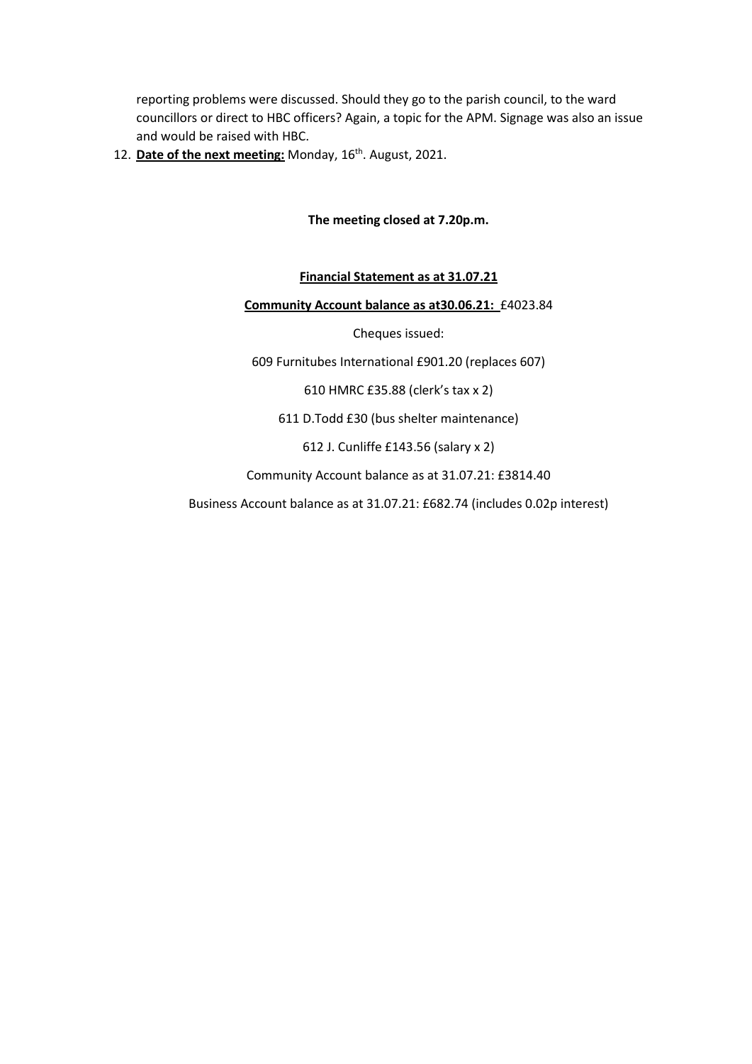reporting problems were discussed. Should they go to the parish council, to the ward councillors or direct to HBC officers? Again, a topic for the APM. Signage was also an issue and would be raised with HBC.

12. **Date of the next meeting:** Monday, 16th. August, 2021.

**The meeting closed at 7.20p.m.**

**Financial Statement as at 31.07.21**

**Community Account balance as at30.06.21:** £4023.84

Cheques issued:

609 Furnitubes International £901.20 (replaces 607)

610 HMRC £35.88 (clerk's tax x 2)

611 D.Todd £30 (bus shelter maintenance)

612 J. Cunliffe £143.56 (salary x 2)

Community Account balance as at 31.07.21: £3814.40

Business Account balance as at 31.07.21: £682.74 (includes 0.02p interest)